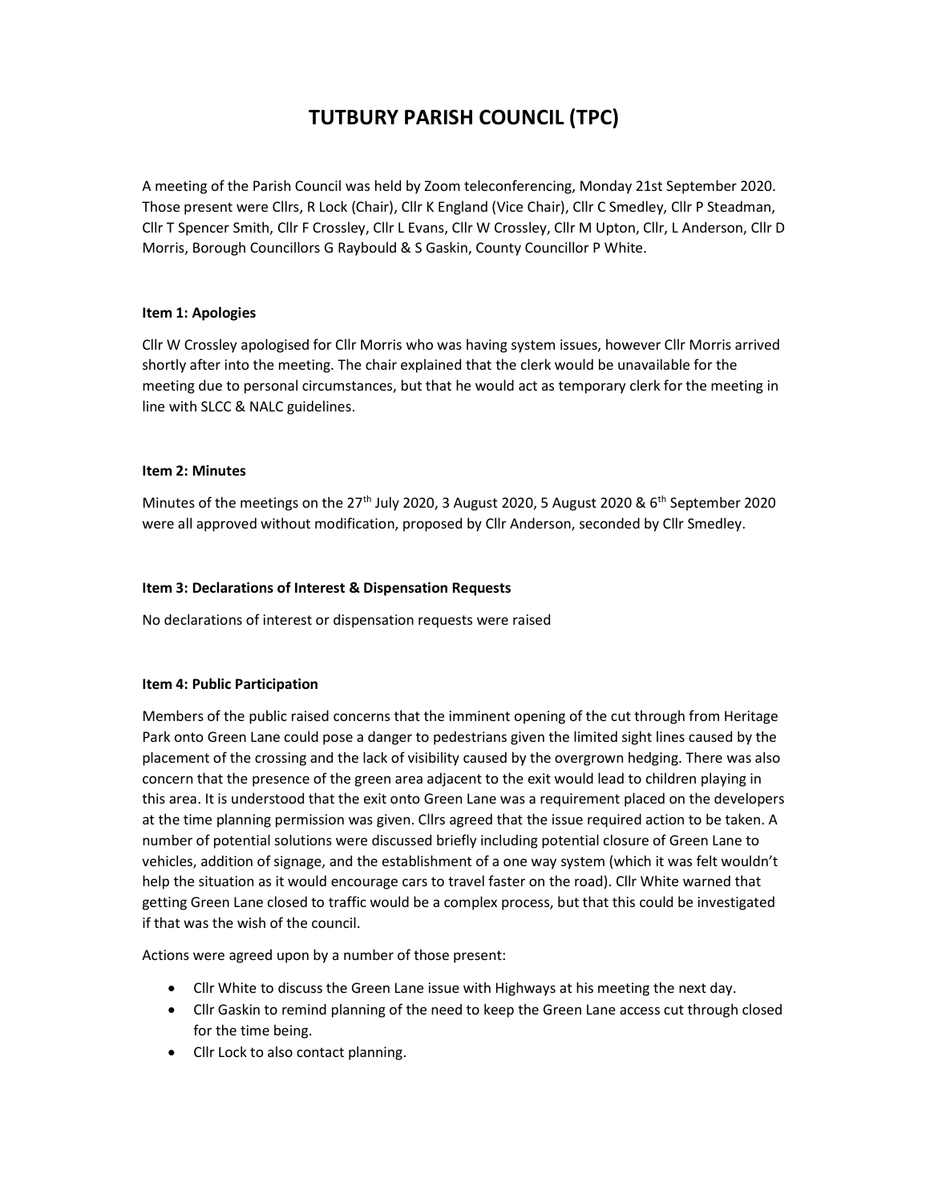# TUTBURY PARISH COUNCIL (TPC)

A meeting of the Parish Council was held by Zoom teleconferencing, Monday 21st September 2020. Those present were Cllrs, R Lock (Chair), Cllr K England (Vice Chair), Cllr C Smedley, Cllr P Steadman, Cllr T Spencer Smith, Cllr F Crossley, Cllr L Evans, Cllr W Crossley, Cllr M Upton, Cllr, L Anderson, Cllr D Morris, Borough Councillors G Raybould & S Gaskin, County Councillor P White.

**Item 1: Apologies**

Cllr W Crossley apologised for Cllr Morris who was having system issues, however Cllr Morris arrived shortly after into the meeting. The chair explained that the clerk would be unavailable for the meeting due to personal circumstances, but that he would act as temporary clerk for the meeting in line with SLCC & NALC guidelines.

**Item 2: Minutes**

Minutes of the meetings on the 27th July 2020, 3 August 2020, 5 August 2020 & 6th September 2020 were all approved without modification, proposed by Cllr Anderson, seconded by Cllr Smedley.

**Item 3: Declarations of Interest & Dispensation Requests**

No declarations of interest or dispensation requests were raised

**Item 4: Public Participation**

Members of the public raised concerns that the imminent opening of the cut through from Heritage Park onto Green Lane could pose a danger to pedestrians given the limited sight lines caused by the placement of the crossing and the lack of visibility caused by the overgrown hedging. There was also concern that the presence of the green area adjacent to the exit would lead to children playing in this area. It is understood that the exit onto Green Lane was a requirement placed on the developers at the time planning permission was given. Cllrs agreed that the issue required action to be taken. A number of potential solutions were discussed briefly including potential closure of Green Lane to vehicles, addition of signage, and the establishment of a one way system (which it was felt wouldn't help the situation as it would encourage cars to travel faster on the road). Cllr White warned that getting Green Lane closed to traffic would be a complex process, but that this could be investigated if that was the wish of the council.

Actions were agreed upon by a number of those present:

- Cllr White to discuss the Green Lane issue with Highways at his meeting the next day.
- Cllr Gaskin to remind planning of the need to keep the Green Lane access cut through closed for the time being.
- Cllr Lock to also contact planning.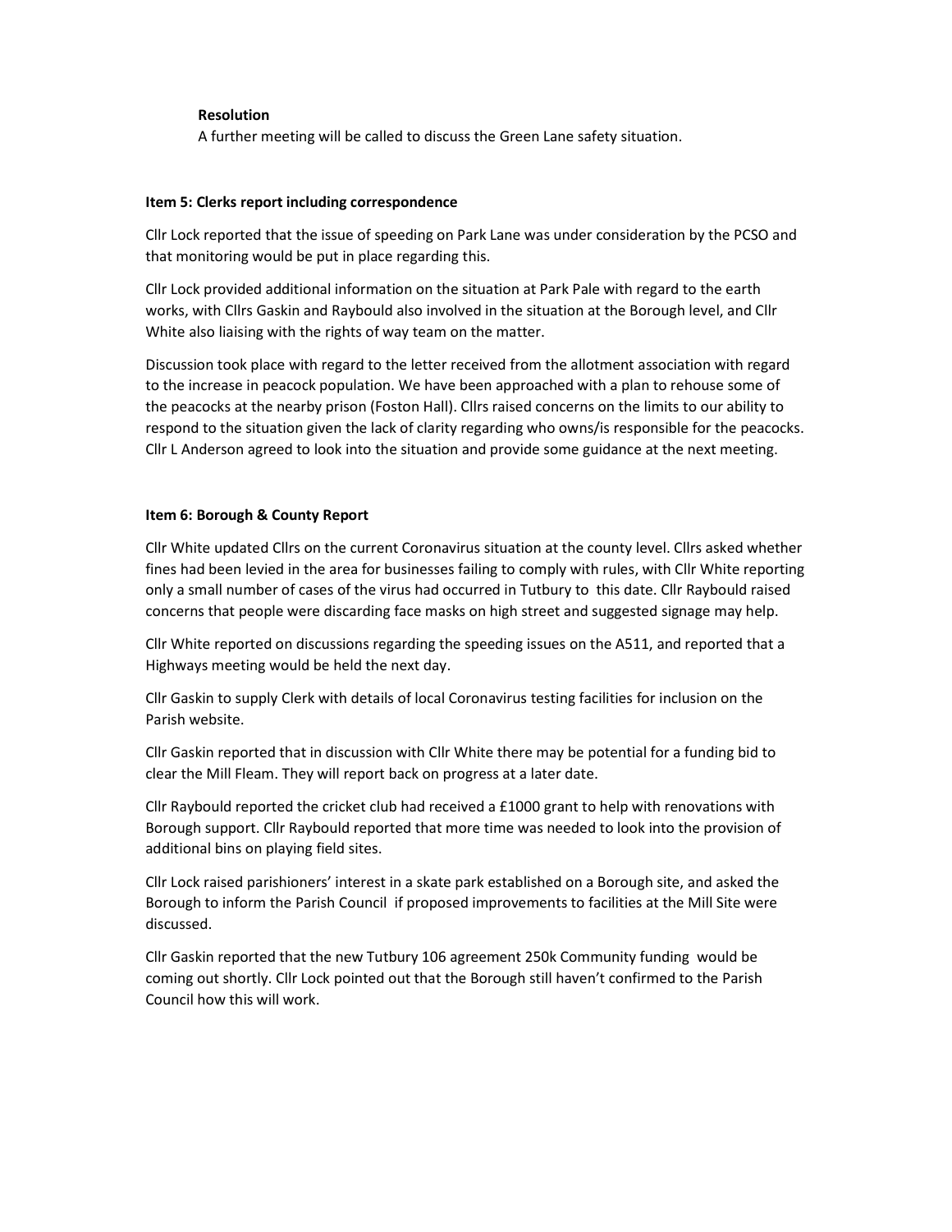**Resolution**

A further meeting will be called to discuss the Green Lane safety situation.

**Item 5: Clerks report including correspondence**

Cllr Lock reported that the issue of speeding on Park Lane was under consideration by the PCSO and that monitoring would be put in place regarding this.

Cllr Lock provided additional information on the situation at Park Pale with regard to the earth works, with Cllrs Gaskin and Raybould also involved in the situation at the Borough level, and Cllr White also liaising with the rights of way team on the matter.

Discussion took place with regard to the letter received from the allotment association with regard to the increase in peacock population. We have been approached with a plan to rehouse some of the peacocks at the nearby prison (Foston Hall). Cllrs raised concerns on the limits to our ability to respond to the situation given the lack of clarity regarding who owns/is responsible for the peacocks. Cllr L Anderson agreed to look into the situation and provide some guidance at the next meeting.

**Item 6: Borough & County Report**

Cllr White updated Cllrs on the current Coronavirus situation at the county level. Cllrs asked whether fines had been levied in the area for businesses failing to comply with rules, with Cllr White reporting only a small number of cases of the virus had occurred in Tutbury to this date. Cllr Raybould raised concerns that people were discarding face masks on high street and suggested signage may help.

Cllr White reported on discussions regarding the speeding issues on the A511, and reported that a Highways meeting would be held the next day.

Cllr Gaskin to supply Clerk with details of local Coronavirus testing facilities for inclusion on the Parish website.

Cllr Gaskin reported that in discussion with Cllr White there may be potential for a funding bid to clear the Mill Fleam. They will report back on progress at a later date.

Cllr Raybould reported the cricket club had received a £1000 grant to help with renovations with Borough support. Cllr Raybould reported that more time was needed to look into the provision of additional bins on playing field sites.

Cllr Lock raised parishioners' interest in a skate park established on a Borough site, and asked the Borough to inform the Parish Council if proposed improvements to facilities at the Mill Site were discussed.

Cllr Gaskin reported that the new Tutbury 106 agreement 250k Community funding would be coming out shortly. Cllr Lock pointed out that the Borough still haven't confirmed to the Parish Council how this will work.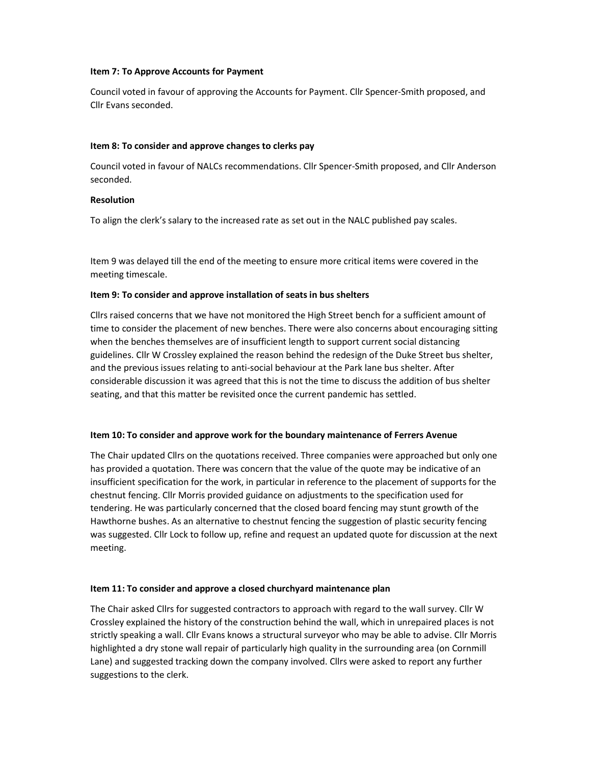**Item 7: To Approve Accounts for Payment**

Council voted in favour of approving the Accounts for Payment. Cllr Spencer-Smith proposed, and Cllr Evans seconded.

**Item 8: To consider and approve changes to clerks pay**

Council voted in favour of NALCs recommendations. Cllr Spencer-Smith proposed, and Cllr Anderson seconded.

**Resolution**

To align the clerk's salary to the increased rate as set out in the NALC published pay scales.

Item 9 was delayed till the end of the meeting to ensure more critical items were covered in the meeting timescale.

**Item 9: To consider and approve installation of seats in bus shelters**

Cllrs raised concerns that we have not monitored the High Street bench for a sufficient amount of time to consider the placement of new benches. There were also concerns about encouraging sitting when the benches themselves are of insufficient length to support current social distancing guidelines. Cllr W Crossley explained the reason behind the redesign of the Duke Street bus shelter, and the previous issues relating to anti-social behaviour at the Park lane bus shelter. After considerable discussion it was agreed that this is not the time to discuss the addition of bus shelter seating, and that this matter be revisited once the current pandemic has settled.

**Item 10: To consider and approve work for the boundary maintenance of Ferrers Avenue**

The Chair updated Cllrs on the quotations received. Three companies were approached but only one has provided a quotation. There was concern that the value of the quote may be indicative of an insufficient specification for the work, in particular in reference to the placement of supports for the chestnut fencing. Cllr Morris provided guidance on adjustments to the specification used for tendering. He was particularly concerned that the closed board fencing may stunt growth of the Hawthorne bushes. As an alternative to chestnut fencing the suggestion of plastic security fencing was suggested. Cllr Lock to follow up, refine and request an updated quote for discussion at the next meeting.

**Item 11: To consider and approve a closed churchyard maintenance plan**

The Chair asked Cllrs for suggested contractors to approach with regard to the wall survey. Cllr W Crossley explained the history of the construction behind the wall, which in unrepaired places is not strictly speaking a wall. Cllr Evans knows a structural surveyor who may be able to advise. Cllr Morris highlighted a dry stone wall repair of particularly high quality in the surrounding area (on Cornmill Lane) and suggested tracking down the company involved. Cllrs were asked to report any further suggestions to the clerk.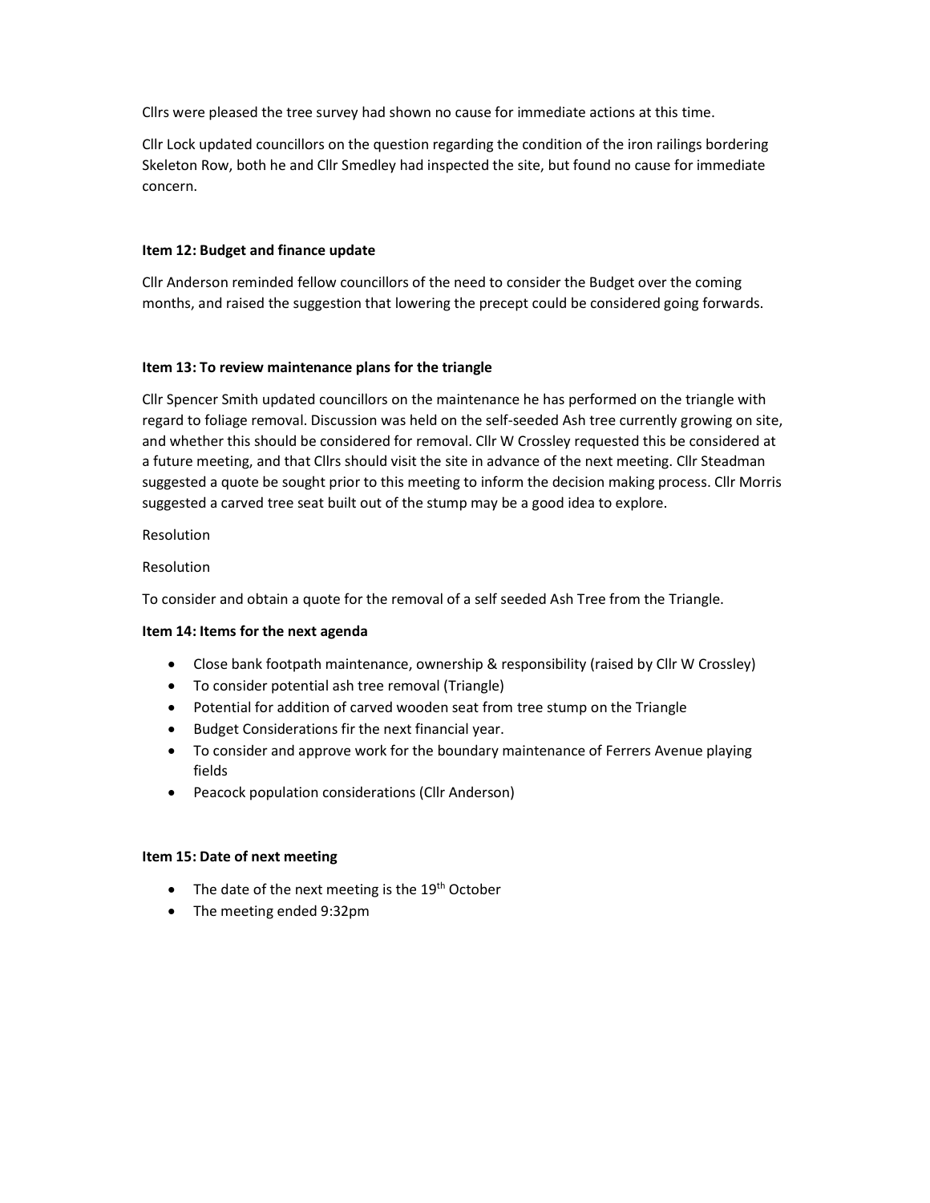Cllrs were pleased the tree survey had shown no cause for immediate actions at this time.

Cllr Lock updated councillors on the question regarding the condition of the iron railings bordering Skeleton Row, both he and Cllr Smedley had inspected the site, but found no cause for immediate concern.

**Item 12: Budget and finance update**

Cllr Anderson reminded fellow councillors of the need to consider the Budget over the coming months, and raised the suggestion that lowering the precept could be considered going forwards.

**Item 13: To review maintenance plans for the triangle**

Cllr Spencer Smith updated councillors on the maintenance he has performed on the triangle with regard to foliage removal. Discussion was held on the self-seeded Ash tree currently growing on site, and whether this should be considered for removal. Cllr W Crossley requested this be considered at a future meeting, and that Cllrs should visit the site in advance of the next meeting. Cllr Steadman suggested a quote be sought prior to this meeting to inform the decision making process. Cllr Morris suggested a carved tree seat built out of the stump may be a good idea to explore.

Resolution

Resolution

To consider and obtain a quote for the removal of a self seeded Ash Tree from the Triangle.

**Item 14: Items for the next agenda**

- Close bank footpath maintenance, ownership & responsibility (raised by Cllr W Crossley)
- To consider potential ash tree removal (Triangle)
- Potential for addition of carved wooden seat from tree stump on the Triangle
- Budget Considerations fir the next financial year.
- To consider and approve work for the boundary maintenance of Ferrers Avenue playing fields
- Peacock population considerations (Cllr Anderson)

**Item 15: Date of next meeting**

- The date of the next meeting is the 19th October
- The meeting ended 9:32pm